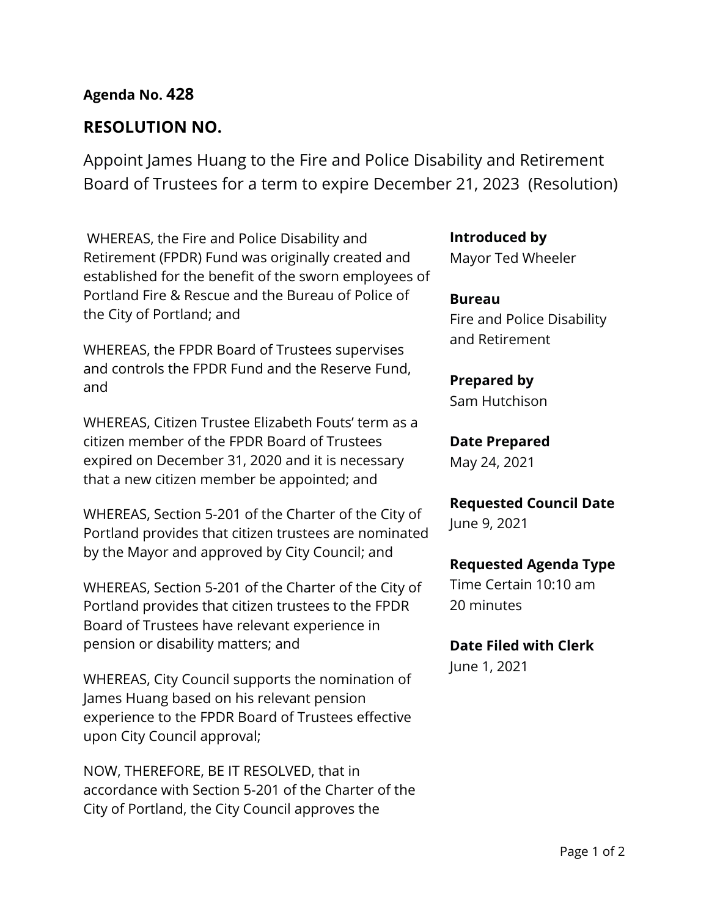**Agenda No. 428**

## RESOLUTION NO.

Appoint James Huang to the Fire and Police Disability and Retirement Board of Trustees for a term to expire December 21, 2023 (Resolution)

WHEREAS, the Fire and Police Disability and Retirement (FPDR) Fund was originally created and established for the benefit of the sworn employees of Portland Fire & Rescue and the Bureau of Police of the City of Portland; and

WHEREAS, the FPDR Board of Trustees supervises and controls the FPDR Fund and the Reserve Fund, and

WHEREAS, Citizen Trustee Elizabeth Fouts' term as a citizen member of the FPDR Board of Trustees expired on December 31, 2020 and it is necessary that a new citizen member be appointed; and

WHEREAS, Section 5-201 of the Charter of the City of Portland provides that citizen trustees are nominated by the Mayor and approved by City Council; and

WHEREAS, Section 5-201 of the Charter of the City of Portland provides that citizen trustees to the FPDR Board of Trustees have relevant experience in pension or disability matters; and

WHEREAS, City Council supports the nomination of James Huang based on his relevant pension experience to the FPDR Board of Trustees effective upon City Council approval;

NOW, THEREFORE, BE IT RESOLVED, that in accordance with Section 5-201 of the Charter of the City of Portland, the City Council approves the

**Introduced by**
Mayor Ted Wheeler

**Bureau**
Fire and Police Disability and Retirement

**Prepared by**
Sam Hutchison

**Date Prepared**
May 24, 2021

**Requested Council Date**
June 9, 2021

**Requested Agenda Type**
Time Certain 10:10 am
20 minutes

**Date Filed with Clerk**
June 1, 2021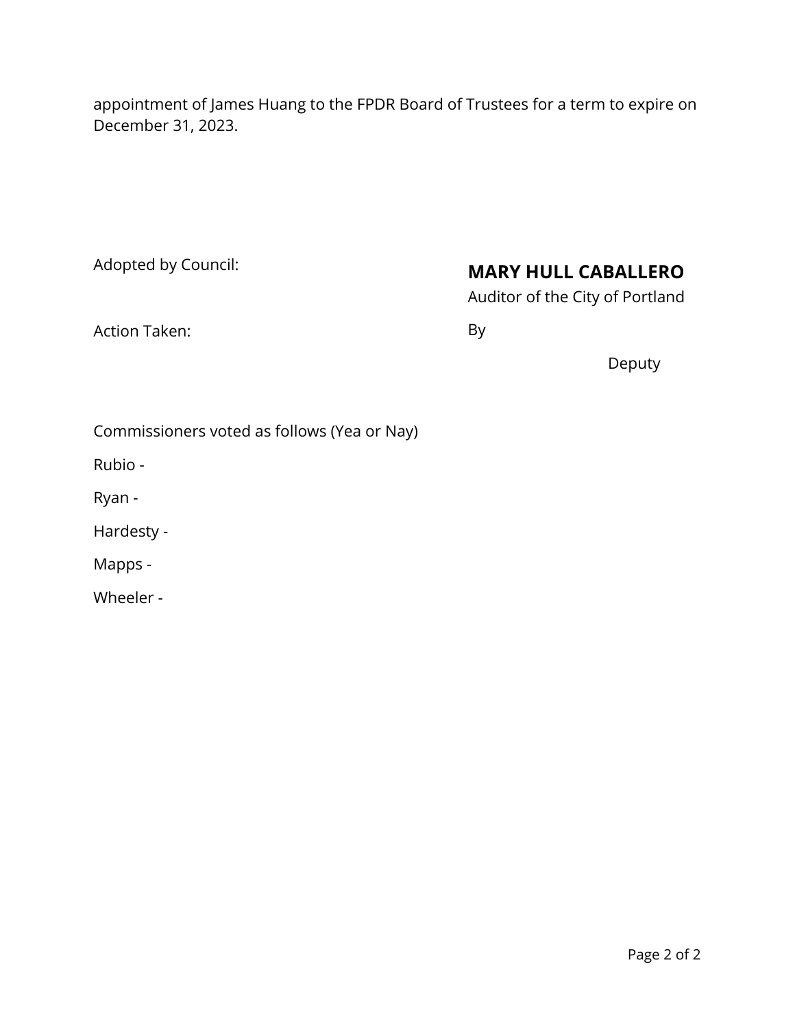appointment of James Huang to the FPDR Board of Trustees for a term to expire on December 31, 2023.

Adopted by Council:

Action Taken:

**MARY HULL CABALLERO**

Auditor of the City of Portland

By

Deputy

Commissioners voted as follows (Yea or Nay)

Rubio -

Ryan -

Hardesty -

Mapps -

Wheeler -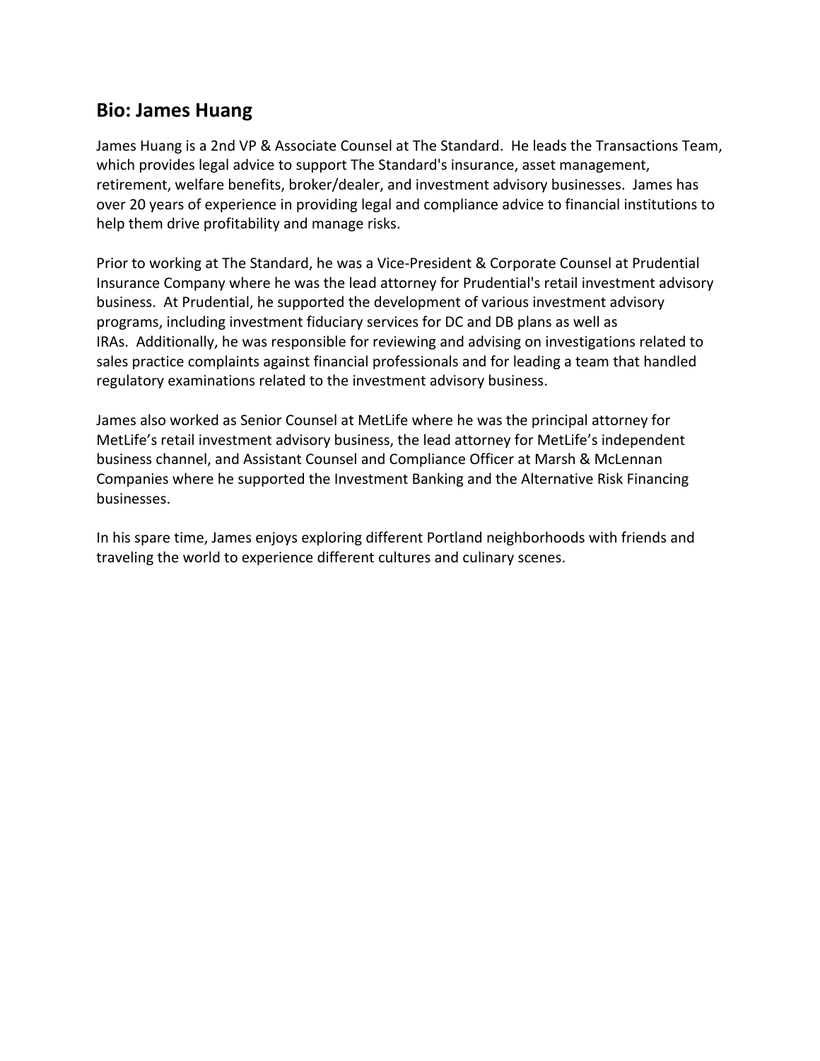## Bio: James Huang

James Huang is a 2nd VP & Associate Counsel at The Standard. He leads the Transactions Team, which provides legal advice to support The Standard's insurance, asset management, retirement, welfare benefits, broker/dealer, and investment advisory businesses. James has over 20 years of experience in providing legal and compliance advice to financial institutions to help them drive profitability and manage risks.

Prior to working at The Standard, he was a Vice-President & Corporate Counsel at Prudential Insurance Company where he was the lead attorney for Prudential's retail investment advisory business. At Prudential, he supported the development of various investment advisory programs, including investment fiduciary services for DC and DB plans as well as IRAs. Additionally, he was responsible for reviewing and advising on investigations related to sales practice complaints against financial professionals and for leading a team that handled regulatory examinations related to the investment advisory business.

James also worked as Senior Counsel at MetLife where he was the principal attorney for MetLife's retail investment advisory business, the lead attorney for MetLife's independent business channel, and Assistant Counsel and Compliance Officer at Marsh & McLennan Companies where he supported the Investment Banking and the Alternative Risk Financing businesses.

In his spare time, James enjoys exploring different Portland neighborhoods with friends and traveling the world to experience different cultures and culinary scenes.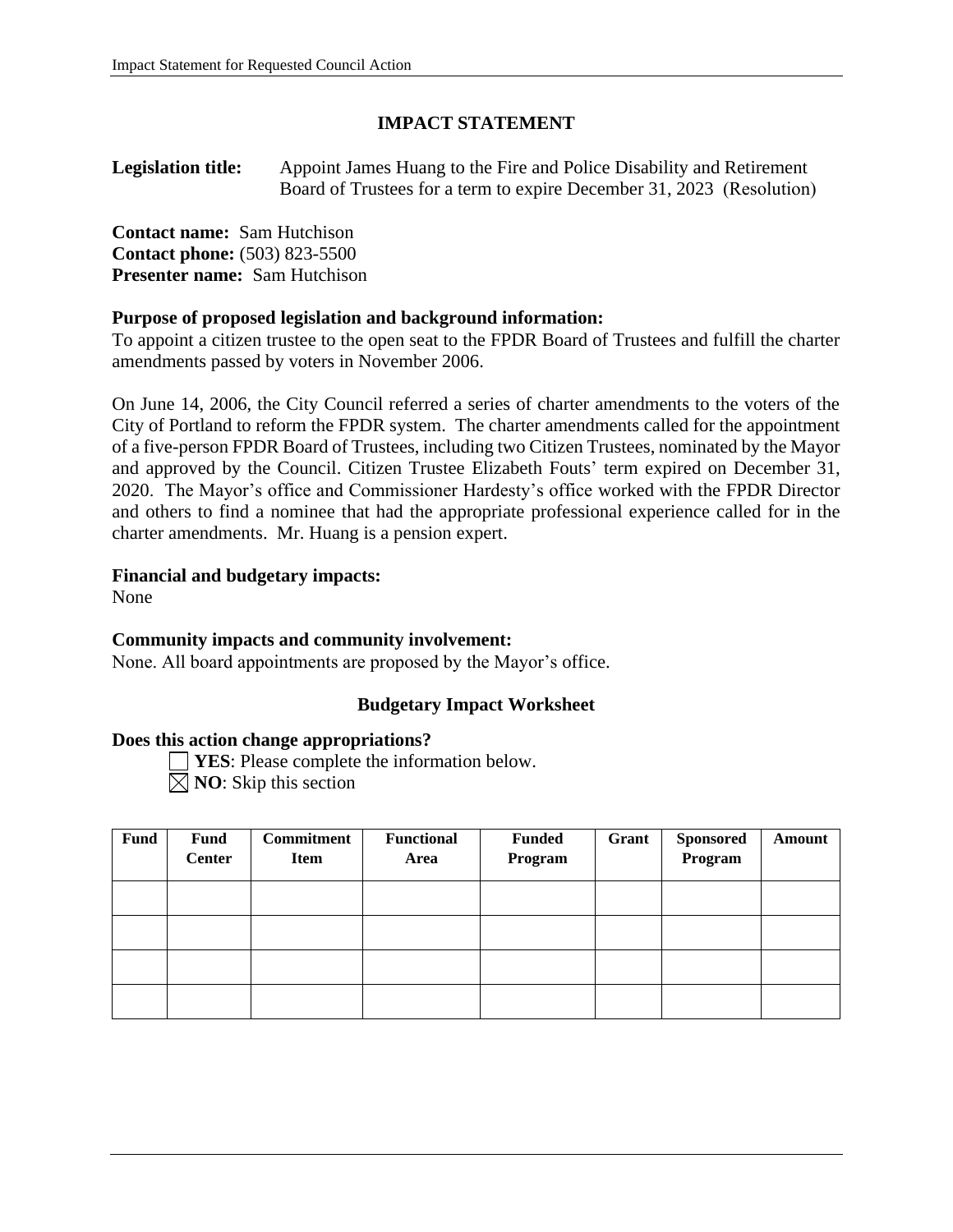# IMPACT STATEMENT

**Legislation title:** Appoint James Huang to the Fire and Police Disability and Retirement Board of Trustees for a term to expire December 31, 2023 (Resolution)

**Contact name:** Sam Hutchison
**Contact phone:** (503) 823-5500
**Presenter name:** Sam Hutchison

**Purpose of proposed legislation and background information:**
To appoint a citizen trustee to the open seat to the FPDR Board of Trustees and fulfill the charter amendments passed by voters in November 2006.

On June 14, 2006, the City Council referred a series of charter amendments to the voters of the City of Portland to reform the FPDR system. The charter amendments called for the appointment of a five-person FPDR Board of Trustees, including two Citizen Trustees, nominated by the Mayor and approved by the Council. Citizen Trustee Elizabeth Fouts' term expired on December 31, 2020. The Mayor's office and Commissioner Hardesty's office worked with the FPDR Director and others to find a nominee that had the appropriate professional experience called for in the charter amendments. Mr. Huang is a pension expert.

**Financial and budgetary impacts:**
None

**Community impacts and community involvement:**
None. All board appointments are proposed by the Mayor's office.

## Budgetary Impact Worksheet

**Does this action change appropriations?**

☐ **YES**: Please complete the information below.
☒ **NO**: Skip this section

| Fund | Fund Center | Commitment Item | Functional Area | Funded Program | Grant | Sponsored Program | Amount |
|---|---|---|---|---|---|---|---|
| | | | | | | | |
| | | | | | | | |
| | | | | | | | |
| | | | | | | | |